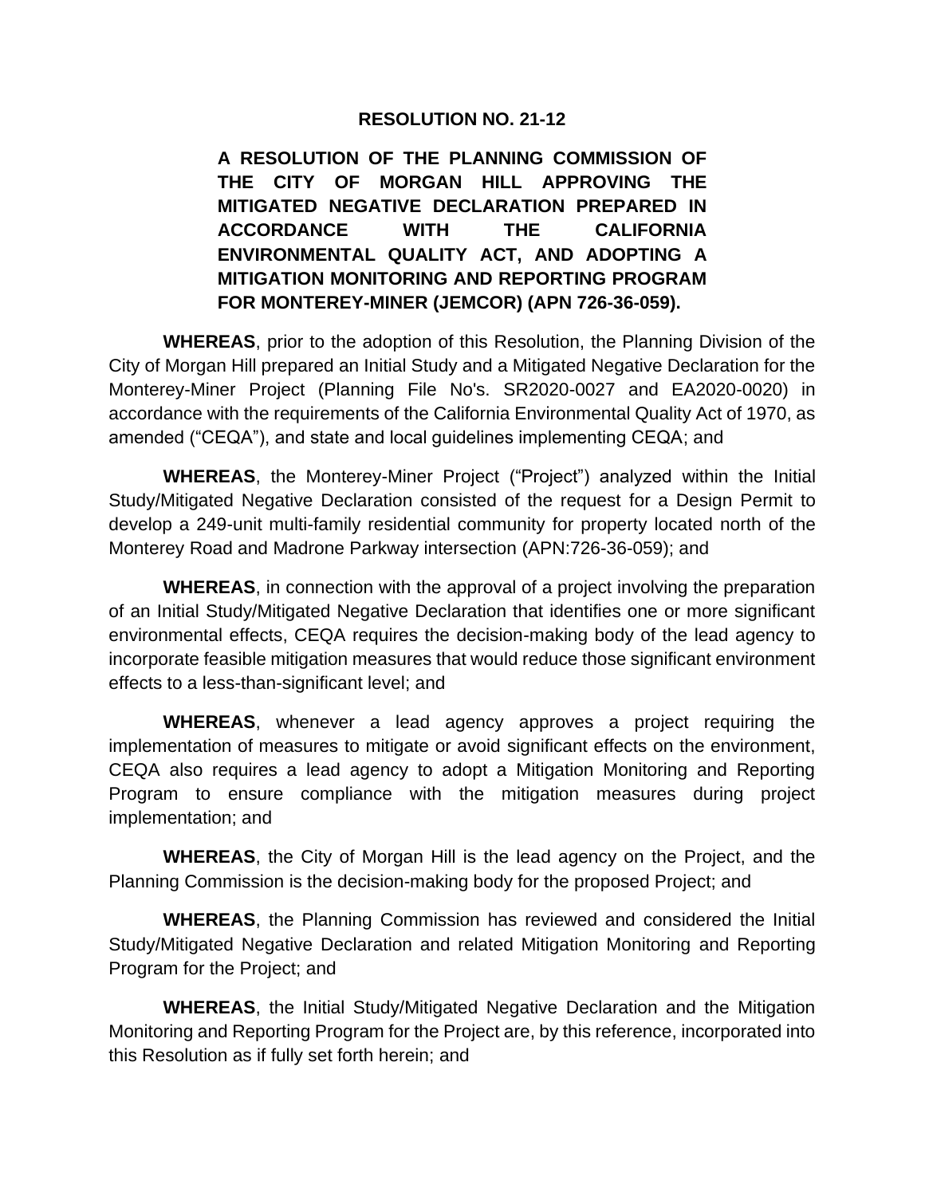# RESOLUTION NO. 21-12

**A RESOLUTION OF THE PLANNING COMMISSION OF THE CITY OF MORGAN HILL APPROVING THE MITIGATED NEGATIVE DECLARATION PREPARED IN ACCORDANCE WITH THE CALIFORNIA ENVIRONMENTAL QUALITY ACT, AND ADOPTING A MITIGATION MONITORING AND REPORTING PROGRAM FOR MONTEREY-MINER (JEMCOR) (APN 726-36-059).**

**WHEREAS**, prior to the adoption of this Resolution, the Planning Division of the City of Morgan Hill prepared an Initial Study and a Mitigated Negative Declaration for the Monterey-Miner Project (Planning File No's. SR2020-0027 and EA2020-0020) in accordance with the requirements of the California Environmental Quality Act of 1970, as amended ("CEQA"), and state and local guidelines implementing CEQA; and

**WHEREAS**, the Monterey-Miner Project ("Project") analyzed within the Initial Study/Mitigated Negative Declaration consisted of the request for a Design Permit to develop a 249-unit multi-family residential community for property located north of the Monterey Road and Madrone Parkway intersection (APN:726-36-059); and

**WHEREAS**, in connection with the approval of a project involving the preparation of an Initial Study/Mitigated Negative Declaration that identifies one or more significant environmental effects, CEQA requires the decision-making body of the lead agency to incorporate feasible mitigation measures that would reduce those significant environment effects to a less-than-significant level; and

**WHEREAS**, whenever a lead agency approves a project requiring the implementation of measures to mitigate or avoid significant effects on the environment, CEQA also requires a lead agency to adopt a Mitigation Monitoring and Reporting Program to ensure compliance with the mitigation measures during project implementation; and

**WHEREAS**, the City of Morgan Hill is the lead agency on the Project, and the Planning Commission is the decision-making body for the proposed Project; and

**WHEREAS**, the Planning Commission has reviewed and considered the Initial Study/Mitigated Negative Declaration and related Mitigation Monitoring and Reporting Program for the Project; and

**WHEREAS**, the Initial Study/Mitigated Negative Declaration and the Mitigation Monitoring and Reporting Program for the Project are, by this reference, incorporated into this Resolution as if fully set forth herein; and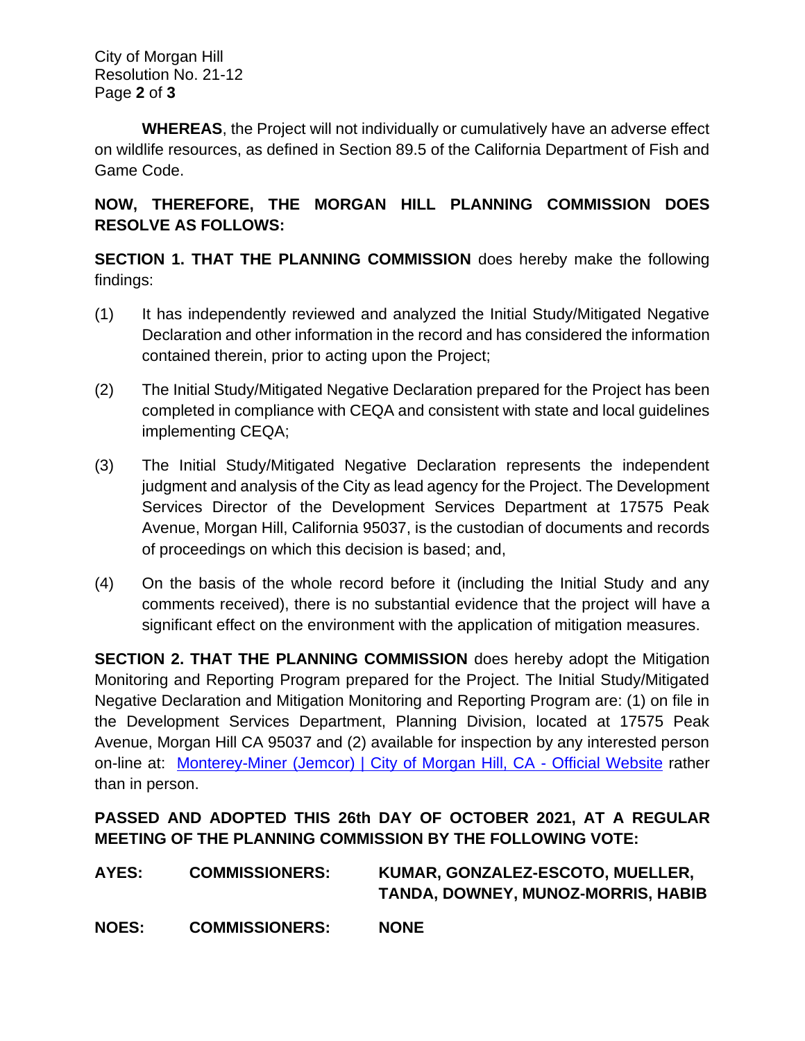**WHEREAS**, the Project will not individually or cumulatively have an adverse effect on wildlife resources, as defined in Section 89.5 of the California Department of Fish and Game Code.

**NOW, THEREFORE, THE MORGAN HILL PLANNING COMMISSION DOES RESOLVE AS FOLLOWS:**

**SECTION 1. THAT THE PLANNING COMMISSION** does hereby make the following findings:

(1) It has independently reviewed and analyzed the Initial Study/Mitigated Negative Declaration and other information in the record and has considered the information contained therein, prior to acting upon the Project;

(2) The Initial Study/Mitigated Negative Declaration prepared for the Project has been completed in compliance with CEQA and consistent with state and local guidelines implementing CEQA;

(3) The Initial Study/Mitigated Negative Declaration represents the independent judgment and analysis of the City as lead agency for the Project. The Development Services Director of the Development Services Department at 17575 Peak Avenue, Morgan Hill, California 95037, is the custodian of documents and records of proceedings on which this decision is based; and,

(4) On the basis of the whole record before it (including the Initial Study and any comments received), there is no substantial evidence that the project will have a significant effect on the environment with the application of mitigation measures.

**SECTION 2. THAT THE PLANNING COMMISSION** does hereby adopt the Mitigation Monitoring and Reporting Program prepared for the Project. The Initial Study/Mitigated Negative Declaration and Mitigation Monitoring and Reporting Program are: (1) on file in the Development Services Department, Planning Division, located at 17575 Peak Avenue, Morgan Hill CA 95037 and (2) available for inspection by any interested person on-line at: Monterey-Miner (Jemcor) | City of Morgan Hill, CA - Official Website rather than in person.

**PASSED AND ADOPTED THIS 26th DAY OF OCTOBER 2021, AT A REGULAR MEETING OF THE PLANNING COMMISSION BY THE FOLLOWING VOTE:**

**AYES: COMMISSIONERS: KUMAR, GONZALEZ-ESCOTO, MUELLER, TANDA, DOWNEY, MUNOZ-MORRIS, HABIB**

**NOES: COMMISSIONERS: NONE**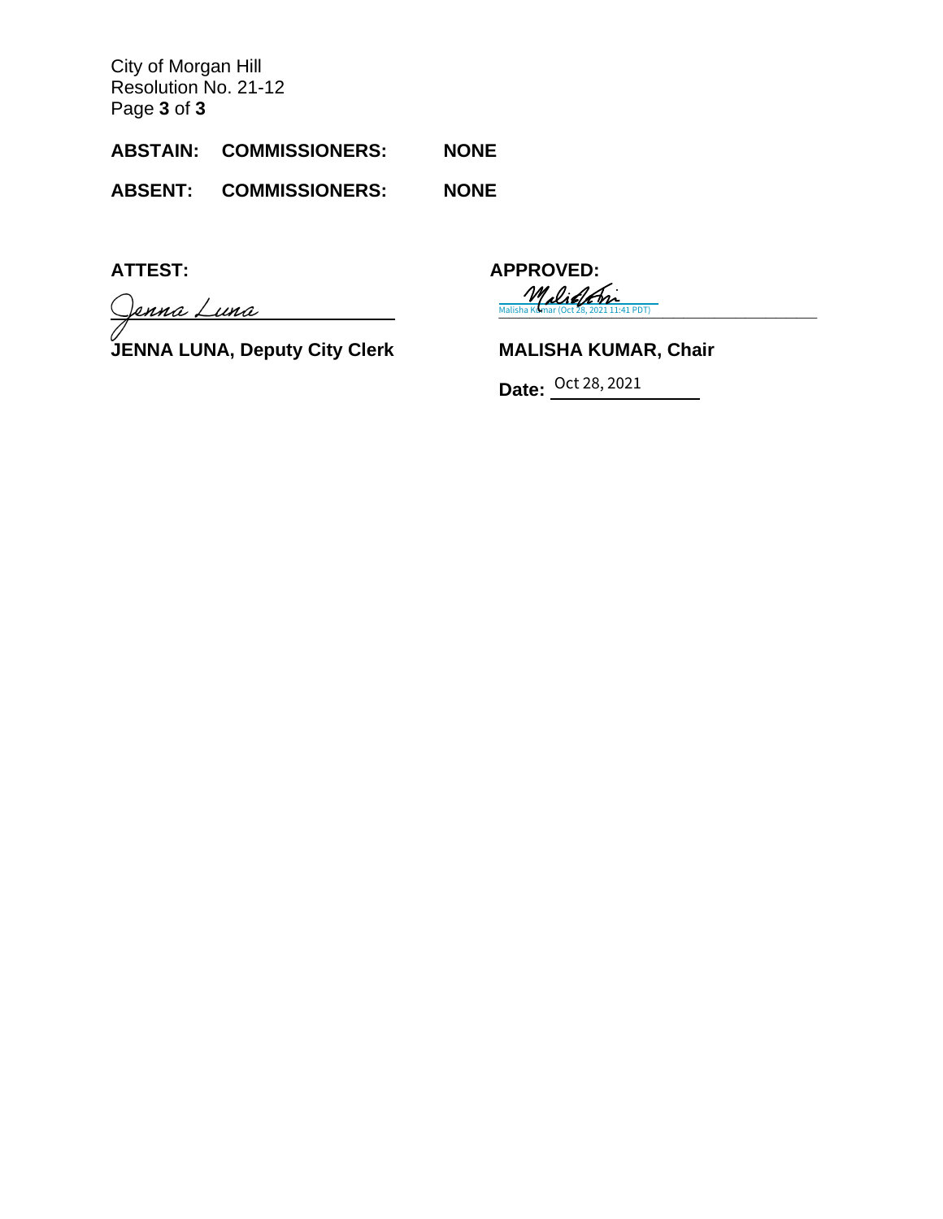City of Morgan Hill
Resolution No. 21-12

**ABSTAIN: COMMISSIONERS: NONE**

**ABSENT: COMMISSIONERS: NONE**

**ATTEST:**

Jenna Luna

**JENNA LUNA, Deputy City Clerk**

**APPROVED:**

Malisha Kumar (Oct 28, 2021 11:41 PDT)

**MALISHA KUMAR, Chair**

**Date:** Oct 28, 2021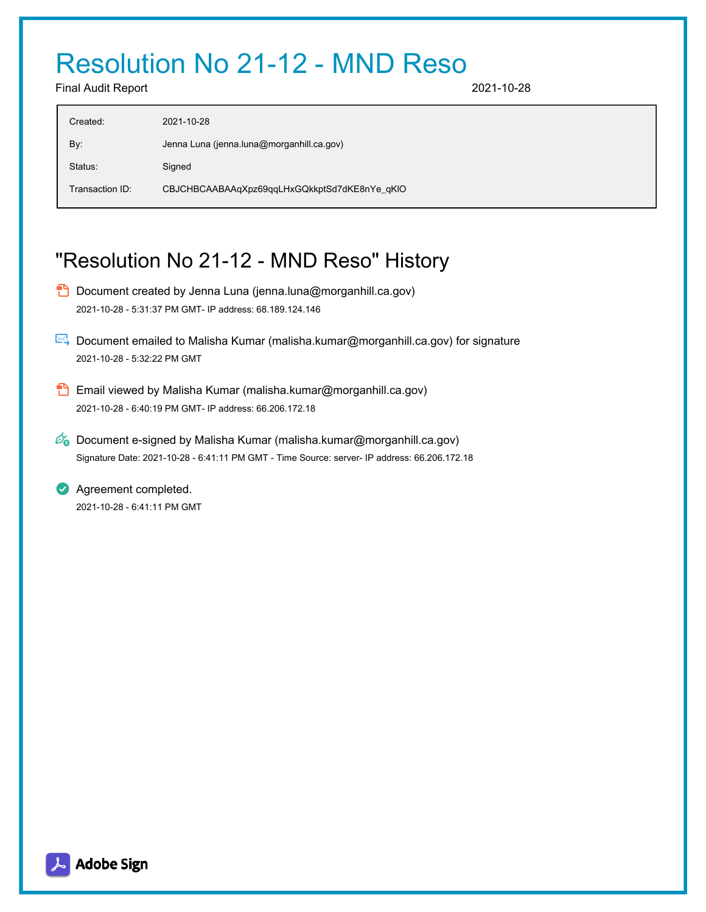# Resolution No 21-12 - MND Reso

Final Audit Report 2021-10-28

| | |
|---|---|
| Created: | 2021-10-28 |
| By: | Jenna Luna (jenna.luna@morganhill.ca.gov) |
| Status: | Signed |
| Transaction ID: | CBJCHBCAABAAqXpz69qqLHxGQkkptSd7dKE8nYe_qKlO |

## "Resolution No 21-12 - MND Reso" History

- Document created by Jenna Luna (jenna.luna@morganhill.ca.gov)
  2021-10-28 - 5:31:37 PM GMT- IP address: 68.189.124.146

- Document emailed to Malisha Kumar (malisha.kumar@morganhill.ca.gov) for signature
  2021-10-28 - 5:32:22 PM GMT

- Email viewed by Malisha Kumar (malisha.kumar@morganhill.ca.gov)
  2021-10-28 - 6:40:19 PM GMT- IP address: 66.206.172.18

- Document e-signed by Malisha Kumar (malisha.kumar@morganhill.ca.gov)
  Signature Date: 2021-10-28 - 6:41:11 PM GMT - Time Source: server- IP address: 66.206.172.18

- Agreement completed.
  2021-10-28 - 6:41:11 PM GMT

Adobe Sign